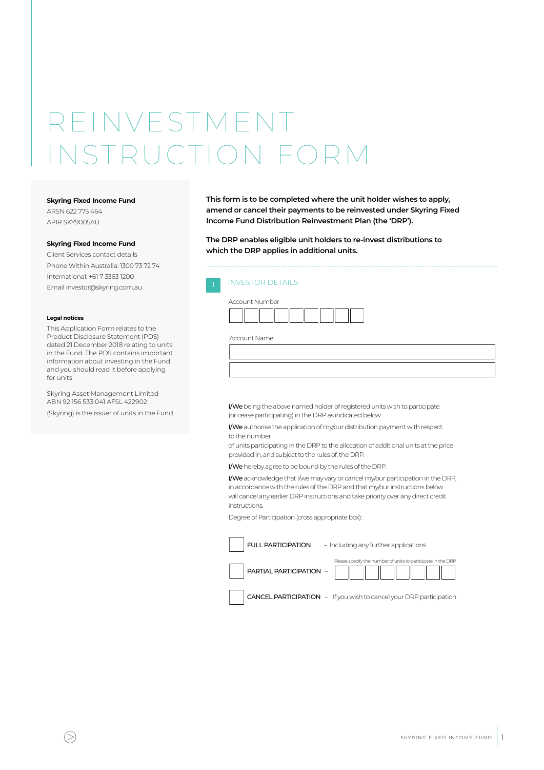# REINVESTMENT INSTRUCTION FORM

**Skyring Fixed Income Fund**
ARSN 622 775 464
APIR SKY9005AU

**Skyring Fixed Income Fund**
Client Services contact details
Phone Within Australia: 1300 73 72 74
International: +61 7 3363 1200
Email investor@skyring.com.au

**Legal notices**

This Application Form relates to the Product Disclosure Statement (PDS) dated 21 December 2018 relating to units in the Fund. The PDS contains important information about investing in the Fund and you should read it before applying for units.

Skyring Asset Management Limited ABN 92 156 533 041 AFSL 422902 (Skyring) is the issuer of units in the Fund.

**This form is to be completed where the unit holder wishes to apply, amend or cancel their payments to be reinvested under Skyring Fixed Income Fund Distribution Reinvestment Plan (the 'DRP').**

**The DRP enables eligible unit holders to re-invest distributions to which the DRP applies in additional units.**

## 1 INVESTOR DETAILS

Account Number

| | | | | | | | | |
|---|---|---|---|---|---|---|---|---|
| | | | | | | | | |

Account Name

_______________________________________________

_______________________________________________

**I/We** being the above named holder of registered units wish to participate (or cease participating) in the DRP as indicated below.

**I/We** authorise the application of my/our distribution payment with respect to the number of units participating in the DRP to the allocation of additional units at the price provided in, and subject to the rules of, the DRP.

**I/We** hereby agree to be bound by the rules of the DRP.

**I/We** acknowledge that I/we may vary or cancel my/our participation in the DRP, in accordance with the rules of the DRP and that my/our instructions below will cancel any earlier DRP instructions and take priority over any direct credit instructions.

Degree of Participation (cross appropriate box):

☐ FULL PARTICIPATION – Including any further applications

☐ PARTIAL PARTICIPATION – Please specify the number of units to participate in the DRP

| | | | | | | | |
|---|---|---|---|---|---|---|---|
| | | | | | | | |

☐ CANCEL PARTICIPATION – If you wish to cancel your DRP participation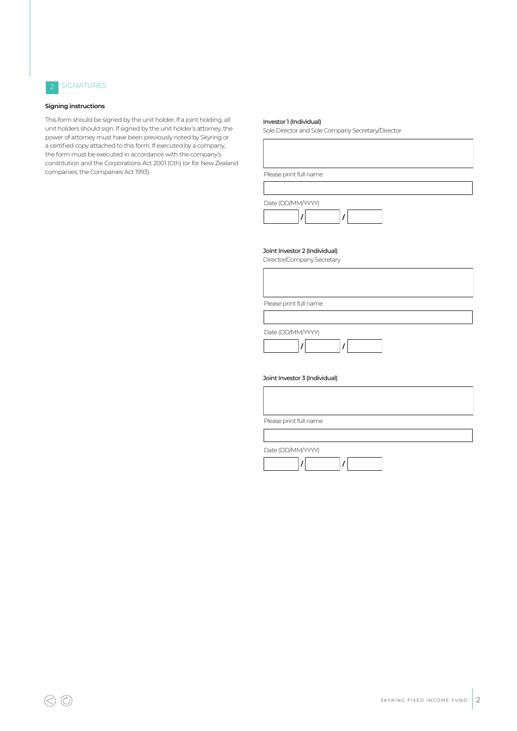## 2 SIGNATURES

**Signing instructions**

This form should be signed by the unit holder. If a joint holding, all unit holders should sign. If signed by the unit holder's attorney, the power of attorney must have been previously noted by Skyring or a certified copy attached to this form. If executed by a company, the form must be executed in accordance with the company's constitution and the Corporations Act 2001 (Cth) (or for New Zealand companies, the Companies Act 1993).

**Investor 1 (Individual)**

Sole Director and Sole Company Secretary/Director

Please print full name

Date (DD/MM/YYYY)

/ /

**Joint Investor 2 (Individual)**

Director/Company Secretary

Please print full name

Date (DD/MM/YYYY)

/ /

**Joint Investor 3 (Individual)**

Please print full name

Date (DD/MM/YYYY)

/ /